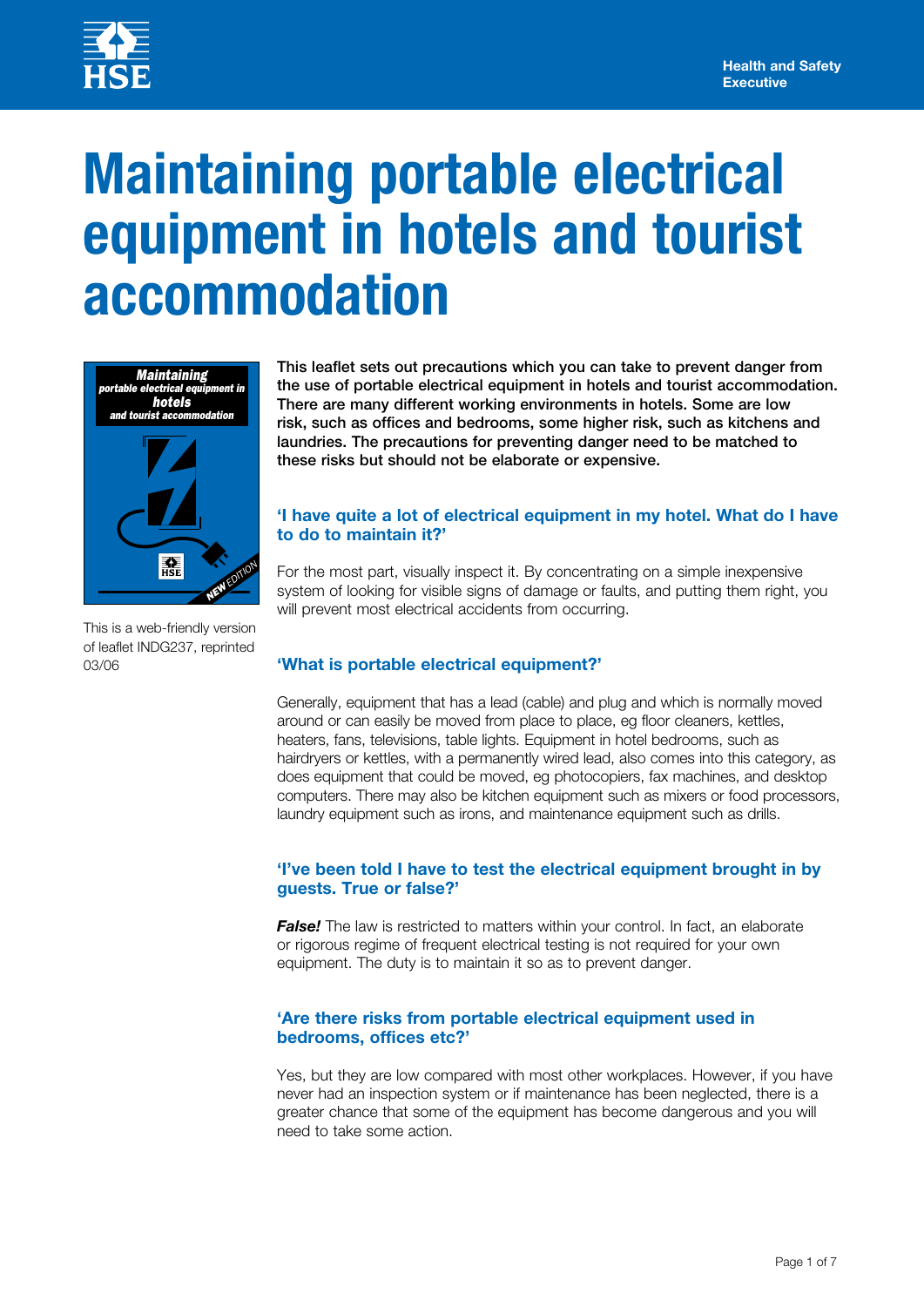# Maintaining portable electrical equipment in hotels and tourist accommodation

This is a web-friendly version of leaflet INDG237, reprinted 03/06

**This leaflet sets out precautions which you can take to prevent danger from the use of portable electrical equipment in hotels and tourist accommodation. There are many different working environments in hotels. Some are low risk, such as offices and bedrooms, some higher risk, such as kitchens and laundries. The precautions for preventing danger need to be matched to these risks but should not be elaborate or expensive.**

### 'I have quite a lot of electrical equipment in my hotel. What do I have to do to maintain it?'

For the most part, visually inspect it. By concentrating on a simple inexpensive system of looking for visible signs of damage or faults, and putting them right, you will prevent most electrical accidents from occurring.

### 'What is portable electrical equipment?'

Generally, equipment that has a lead (cable) and plug and which is normally moved around or can easily be moved from place to place, eg floor cleaners, kettles, heaters, fans, televisions, table lights. Equipment in hotel bedrooms, such as hairdryers or kettles, with a permanently wired lead, also comes into this category, as does equipment that could be moved, eg photocopiers, fax machines, and desktop computers. There may also be kitchen equipment such as mixers or food processors, laundry equipment such as irons, and maintenance equipment such as drills.

### 'I've been told I have to test the electrical equipment brought in by guests. True or false?'

***False!*** The law is restricted to matters within your control. In fact, an elaborate or rigorous regime of frequent electrical testing is not required for your own equipment. The duty is to maintain it so as to prevent danger.

### 'Are there risks from portable electrical equipment used in bedrooms, offices etc?'

Yes, but they are low compared with most other workplaces. However, if you have never had an inspection system or if maintenance has been neglected, there is a greater chance that some of the equipment has become dangerous and you will need to take some action.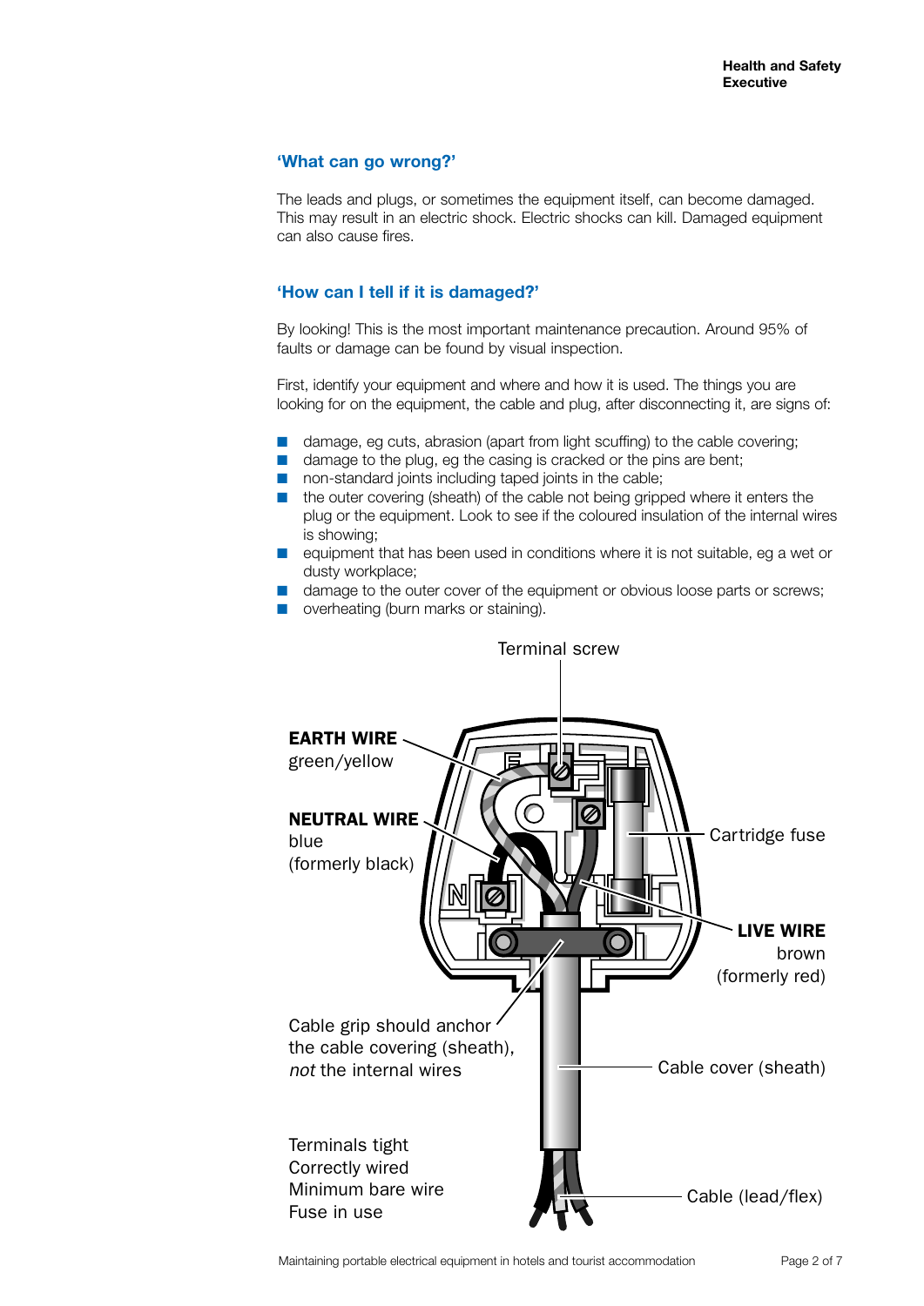## 'What can go wrong?'

The leads and plugs, or sometimes the equipment itself, can become damaged. This may result in an electric shock. Electric shocks can kill. Damaged equipment can also cause fires.

## 'How can I tell if it is damaged?'

By looking! This is the most important maintenance precaution. Around 95% of faults or damage can be found by visual inspection.

First, identify your equipment and where and how it is used. The things you are looking for on the equipment, the cable and plug, after disconnecting it, are signs of:

- damage, eg cuts, abrasion (apart from light scuffing) to the cable covering;
- damage to the plug, eg the casing is cracked or the pins are bent;
- non-standard joints including taped joints in the cable;
- the outer covering (sheath) of the cable not being gripped where it enters the plug or the equipment. Look to see if the coloured insulation of the internal wires is showing;
- equipment that has been used in conditions where it is not suitable, eg a wet or dusty workplace;
- damage to the outer cover of the equipment or obvious loose parts or screws;
- overheating (burn marks or staining).

Terminal screw

**EARTH WIRE** green/yellow

**NEUTRAL WIRE** blue (formerly black)

Cartridge fuse

**LIVE WIRE** brown (formerly red)

Cable grip should anchor the cable covering (sheath), *not* the internal wires

Cable cover (sheath)

Terminals tight
Correctly wired
Minimum bare wire
Fuse in use

Cable (lead/flex)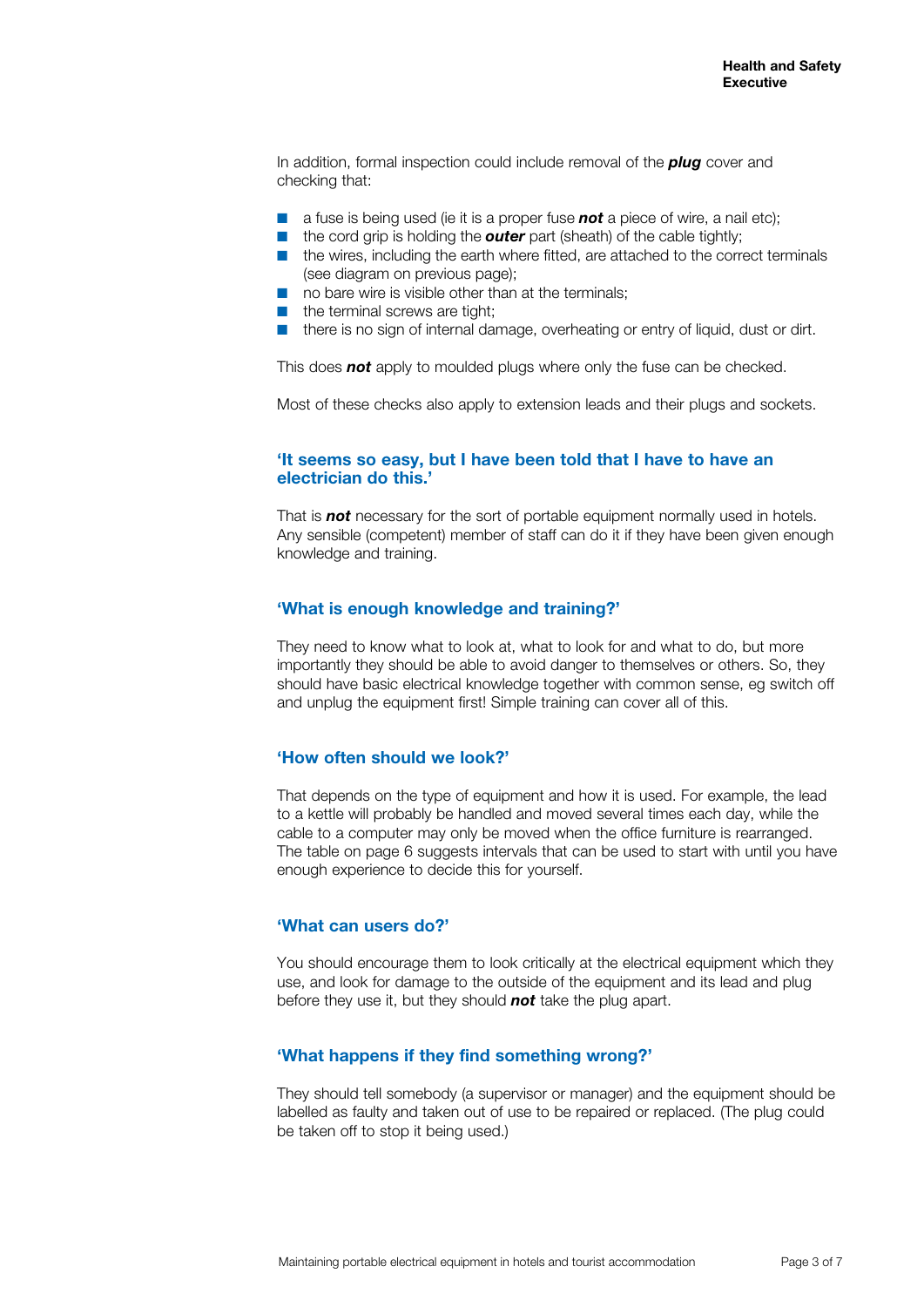In addition, formal inspection could include removal of the ***plug*** cover and checking that:

- a fuse is being used (ie it is a proper fuse ***not*** a piece of wire, a nail etc);
- the cord grip is holding the ***outer*** part (sheath) of the cable tightly;
- the wires, including the earth where fitted, are attached to the correct terminals (see diagram on previous page);
- no bare wire is visible other than at the terminals;
- the terminal screws are tight;
- there is no sign of internal damage, overheating or entry of liquid, dust or dirt.

This does ***not*** apply to moulded plugs where only the fuse can be checked.

Most of these checks also apply to extension leads and their plugs and sockets.

## 'It seems so easy, but I have been told that I have to have an electrician do this.'

That is ***not*** necessary for the sort of portable equipment normally used in hotels. Any sensible (competent) member of staff can do it if they have been given enough knowledge and training.

## 'What is enough knowledge and training?'

They need to know what to look at, what to look for and what to do, but more importantly they should be able to avoid danger to themselves or others. So, they should have basic electrical knowledge together with common sense, eg switch off and unplug the equipment first! Simple training can cover all of this.

## 'How often should we look?'

That depends on the type of equipment and how it is used. For example, the lead to a kettle will probably be handled and moved several times each day, while the cable to a computer may only be moved when the office furniture is rearranged. The table on page 6 suggests intervals that can be used to start with until you have enough experience to decide this for yourself.

## 'What can users do?'

You should encourage them to look critically at the electrical equipment which they use, and look for damage to the outside of the equipment and its lead and plug before they use it, but they should ***not*** take the plug apart.

## 'What happens if they find something wrong?'

They should tell somebody (a supervisor or manager) and the equipment should be labelled as faulty and taken out of use to be repaired or replaced. (The plug could be taken off to stop it being used.)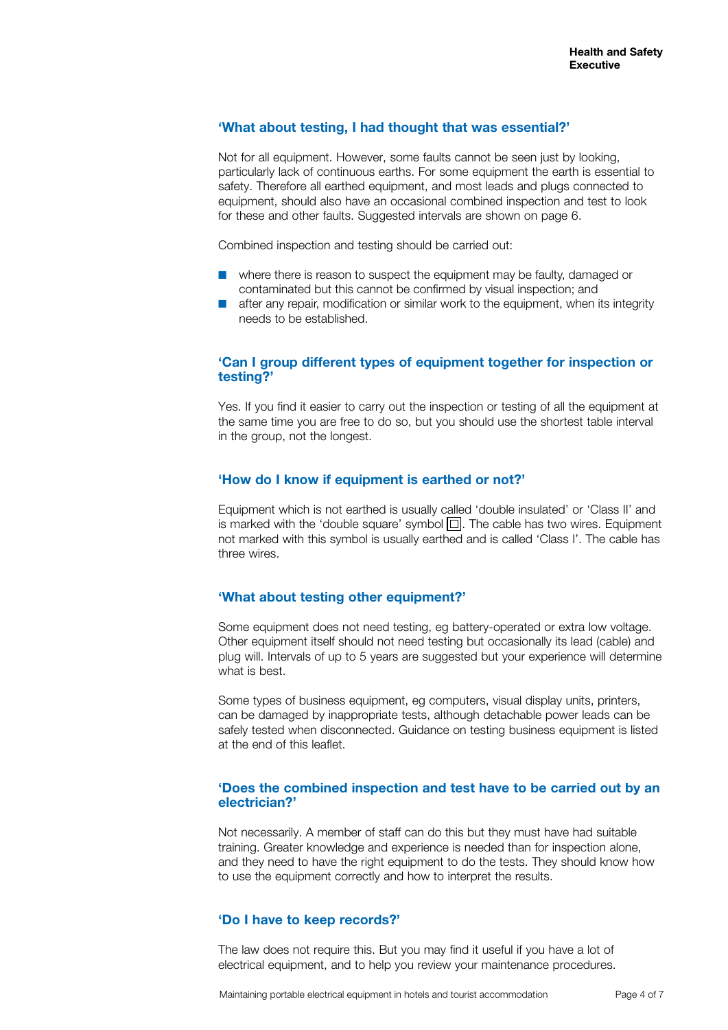### 'What about testing, I had thought that was essential?'

Not for all equipment. However, some faults cannot be seen just by looking, particularly lack of continuous earths. For some equipment the earth is essential to safety. Therefore all earthed equipment, and most leads and plugs connected to equipment, should also have an occasional combined inspection and test to look for these and other faults. Suggested intervals are shown on page 6.

Combined inspection and testing should be carried out:

- where there is reason to suspect the equipment may be faulty, damaged or contaminated but this cannot be confirmed by visual inspection; and
- after any repair, modification or similar work to the equipment, when its integrity needs to be established.

### 'Can I group different types of equipment together for inspection or testing?'

Yes. If you find it easier to carry out the inspection or testing of all the equipment at the same time you are free to do so, but you should use the shortest table interval in the group, not the longest.

### 'How do I know if equipment is earthed or not?'

Equipment which is not earthed is usually called 'double insulated' or 'Class II' and is marked with the 'double square' symbol ⧈. The cable has two wires. Equipment not marked with this symbol is usually earthed and is called 'Class I'. The cable has three wires.

### 'What about testing other equipment?'

Some equipment does not need testing, eg battery-operated or extra low voltage. Other equipment itself should not need testing but occasionally its lead (cable) and plug will. Intervals of up to 5 years are suggested but your experience will determine what is best.

Some types of business equipment, eg computers, visual display units, printers, can be damaged by inappropriate tests, although detachable power leads can be safely tested when disconnected. Guidance on testing business equipment is listed at the end of this leaflet.

### 'Does the combined inspection and test have to be carried out by an electrician?'

Not necessarily. A member of staff can do this but they must have had suitable training. Greater knowledge and experience is needed than for inspection alone, and they need to have the right equipment to do the tests. They should know how to use the equipment correctly and how to interpret the results.

### 'Do I have to keep records?'

The law does not require this. But you may find it useful if you have a lot of electrical equipment, and to help you review your maintenance procedures.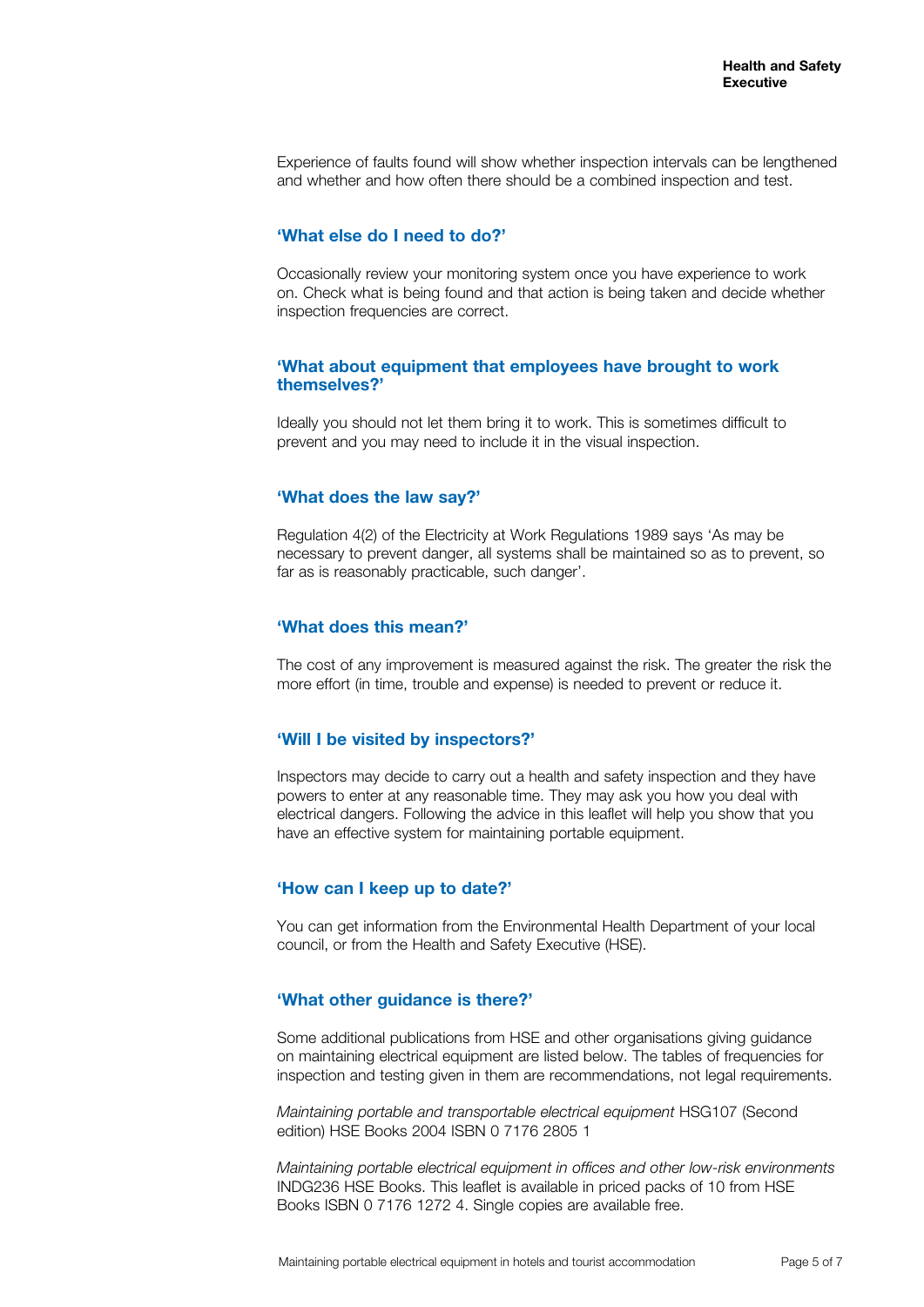Experience of faults found will show whether inspection intervals can be lengthened and whether and how often there should be a combined inspection and test.

## 'What else do I need to do?'

Occasionally review your monitoring system once you have experience to work on. Check what is being found and that action is being taken and decide whether inspection frequencies are correct.

## 'What about equipment that employees have brought to work themselves?'

Ideally you should not let them bring it to work. This is sometimes difficult to prevent and you may need to include it in the visual inspection.

## 'What does the law say?'

Regulation 4(2) of the Electricity at Work Regulations 1989 says 'As may be necessary to prevent danger, all systems shall be maintained so as to prevent, so far as is reasonably practicable, such danger'.

## 'What does this mean?'

The cost of any improvement is measured against the risk. The greater the risk the more effort (in time, trouble and expense) is needed to prevent or reduce it.

## 'Will I be visited by inspectors?'

Inspectors may decide to carry out a health and safety inspection and they have powers to enter at any reasonable time. They may ask you how you deal with electrical dangers. Following the advice in this leaflet will help you show that you have an effective system for maintaining portable equipment.

## 'How can I keep up to date?'

You can get information from the Environmental Health Department of your local council, or from the Health and Safety Executive (HSE).

## 'What other guidance is there?'

Some additional publications from HSE and other organisations giving guidance on maintaining electrical equipment are listed below. The tables of frequencies for inspection and testing given in them are recommendations, not legal requirements.

*Maintaining portable and transportable electrical equipment* HSG107 (Second edition) HSE Books 2004 ISBN 0 7176 2805 1

*Maintaining portable electrical equipment in offices and other low-risk environments* INDG236 HSE Books. This leaflet is available in priced packs of 10 from HSE Books ISBN 0 7176 1272 4. Single copies are available free.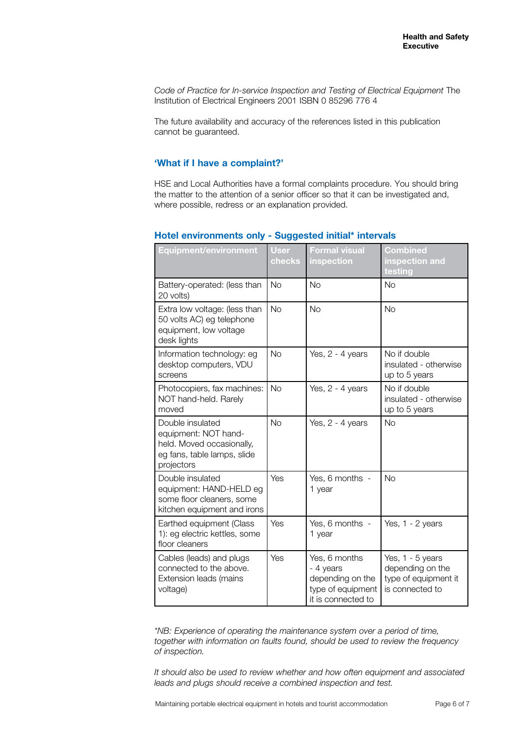*Code of Practice for In-service Inspection and Testing of Electrical Equipment* The Institution of Electrical Engineers 2001 ISBN 0 85296 776 4

The future availability and accuracy of the references listed in this publication cannot be guaranteed.

## 'What if I have a complaint?'

HSE and Local Authorities have a formal complaints procedure. You should bring the matter to the attention of a senior officer so that it can be investigated and, where possible, redress or an explanation provided.

## Hotel environments only - Suggested initial* intervals

| Equipment/environment | User checks | Formal visual inspection | Combined inspection and testing |
|---|---|---|---|
| Battery-operated: (less than 20 volts) | No | No | No |
| Extra low voltage: (less than 50 volts AC) eg telephone equipment, low voltage desk lights | No | No | No |
| Information technology: eg desktop computers, VDU screens | No | Yes, 2 - 4 years | No if double insulated - otherwise up to 5 years |
| Photocopiers, fax machines: NOT hand-held. Rarely moved | No | Yes, 2 - 4 years | No if double insulated - otherwise up to 5 years |
| Double insulated equipment: NOT hand-held. Moved occasionally, eg fans, table lamps, slide projectors | No | Yes, 2 - 4 years | No |
| Double insulated equipment: HAND-HELD eg some floor cleaners, some kitchen equipment and irons | Yes | Yes, 6 months - 1 year | No |
| Earthed equipment (Class 1): eg electric kettles, some floor cleaners | Yes | Yes, 6 months - 1 year | Yes, 1 - 2 years |
| Cables (leads) and plugs connected to the above. Extension leads (mains voltage) | Yes | Yes, 6 months - 4 years depending on the type of equipment it is connected to | Yes, 1 - 5 years depending on the type of equipment it is connected to |

*\*NB: Experience of operating the maintenance system over a period of time, together with information on faults found, should be used to review the frequency of inspection.*

*It should also be used to review whether and how often equipment and associated leads and plugs should receive a combined inspection and test.*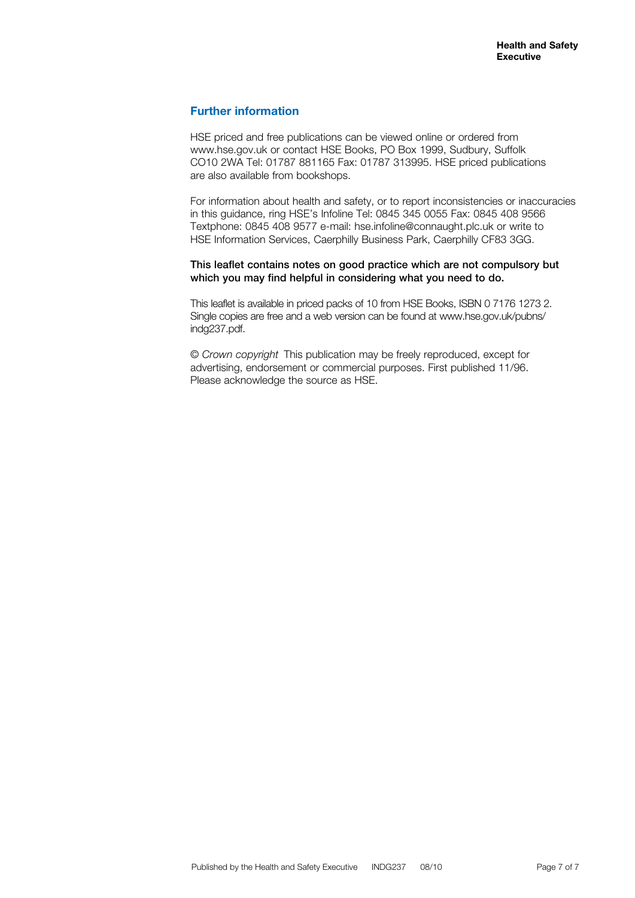## Further information

HSE priced and free publications can be viewed online or ordered from www.hse.gov.uk or contact HSE Books, PO Box 1999, Sudbury, Suffolk CO10 2WA Tel: 01787 881165 Fax: 01787 313995. HSE priced publications are also available from bookshops.

For information about health and safety, or to report inconsistencies or inaccuracies in this guidance, ring HSE's Infoline Tel: 0845 345 0055 Fax: 0845 408 9566 Textphone: 0845 408 9577 e-mail: hse.infoline@connaught.plc.uk or write to HSE Information Services, Caerphilly Business Park, Caerphilly CF83 3GG.

**This leaflet contains notes on good practice which are not compulsory but which you may find helpful in considering what you need to do.**

This leaflet is available in priced packs of 10 from HSE Books, ISBN 0 7176 1273 2. Single copies are free and a web version can be found at www.hse.gov.uk/pubns/indg237.pdf.

© *Crown copyright* This publication may be freely reproduced, except for advertising, endorsement or commercial purposes. First published 11/96. Please acknowledge the source as HSE.